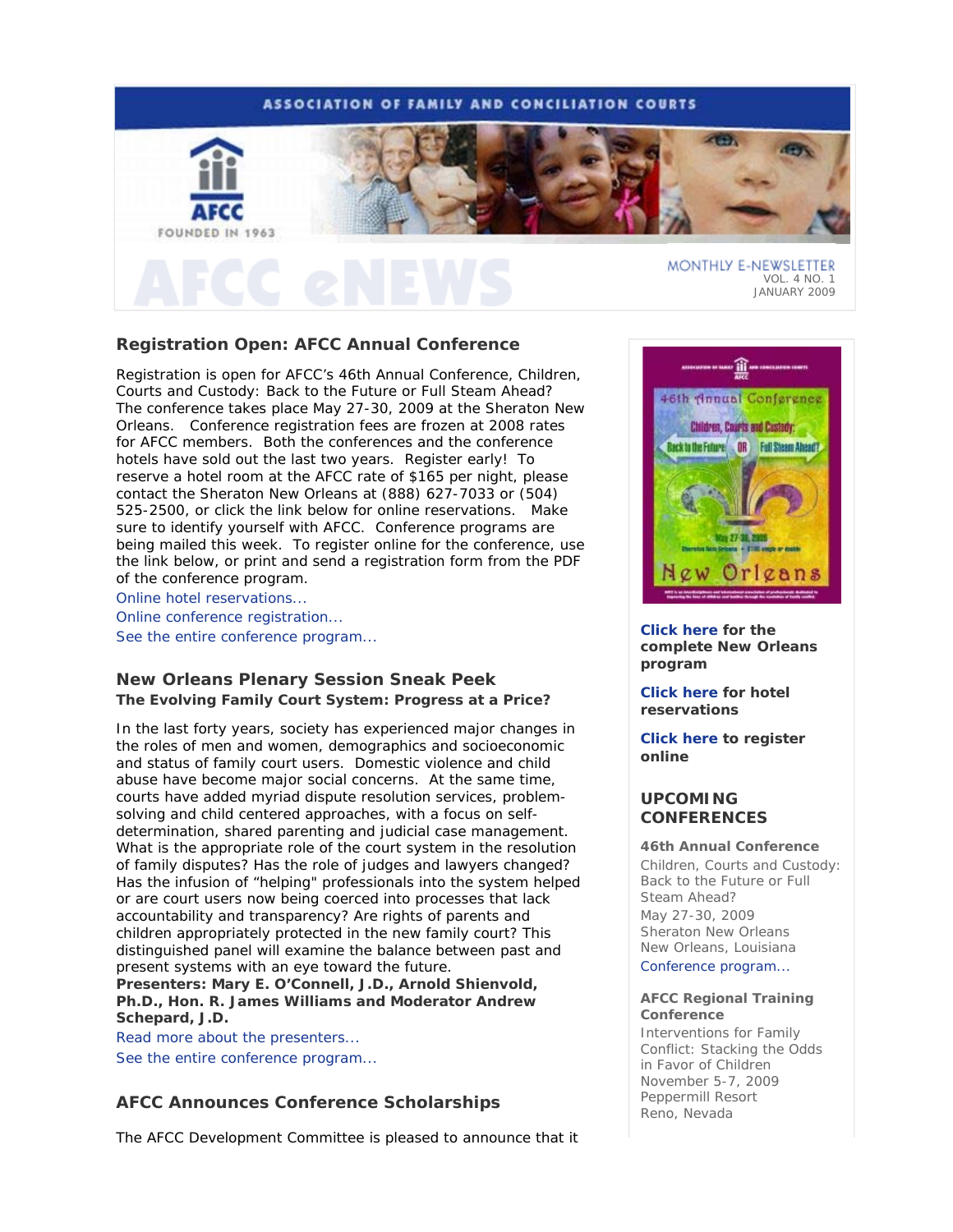ASSOCIATION OF FAMILY AND CONCILIATION COURTS

AFCC
FOUNDED IN 1963

# AFCC eNEWS

MONTHLY E-NEWSLETTER
VOL. 4 NO. 1
JANUARY 2009

## Registration Open: AFCC Annual Conference

Registration is open for AFCC's 46th Annual Conference, Children, Courts and Custody: Back to the Future or Full Steam Ahead? The conference takes place May 27-30, 2009 at the Sheraton New Orleans. Conference registration fees are frozen at 2008 rates for AFCC members. Both the conferences and the conference hotels have sold out the last two years. Register early! To reserve a hotel room at the AFCC rate of $165 per night, please contact the Sheraton New Orleans at (888) 627-7033 or (504) 525-2500, or click the link below for online reservations. Make sure to identify yourself with AFCC. Conference programs are being mailed this week. To register online for the conference, use the link below, or print and send a registration form from the PDF of the conference program.

Online hotel reservations...
Online conference registration...
See the entire conference program...

## New Orleans Plenary Session Sneak Peek

### The Evolving Family Court System: Progress at a Price?

In the last forty years, society has experienced major changes in the roles of men and women, demographics and socioeconomic and status of family court users. Domestic violence and child abuse have become major social concerns. At the same time, courts have added myriad dispute resolution services, problem-solving and child centered approaches, with a focus on self-determination, shared parenting and judicial case management. What is the appropriate role of the court system in the resolution of family disputes? Has the role of judges and lawyers changed? Has the infusion of "helping" professionals into the system helped or are court users now being coerced into processes that lack accountability and transparency? Are rights of parents and children appropriately protected in the new family court? This distinguished panel will examine the balance between past and present systems with an eye toward the future.

**Presenters: Mary E. O'Connell, J.D., Arnold Shienvold, Ph.D., Hon. R. James Williams and Moderator Andrew Schepard, J.D.**

Read more about the presenters...
See the entire conference program...

## AFCC Announces Conference Scholarships

The AFCC Development Committee is pleased to announce that it

---

**Click here** for the complete New Orleans program

**Click here** for hotel reservations

**Click here** to register online

## UPCOMING CONFERENCES

**46th Annual Conference**
Children, Courts and Custody: Back to the Future or Full Steam Ahead?
May 27-30, 2009
Sheraton New Orleans
New Orleans, Louisiana
Conference program...

**AFCC Regional Training Conference**
Interventions for Family Conflict: Stacking the Odds in Favor of Children
November 5-7, 2009
Peppermill Resort
Reno, Nevada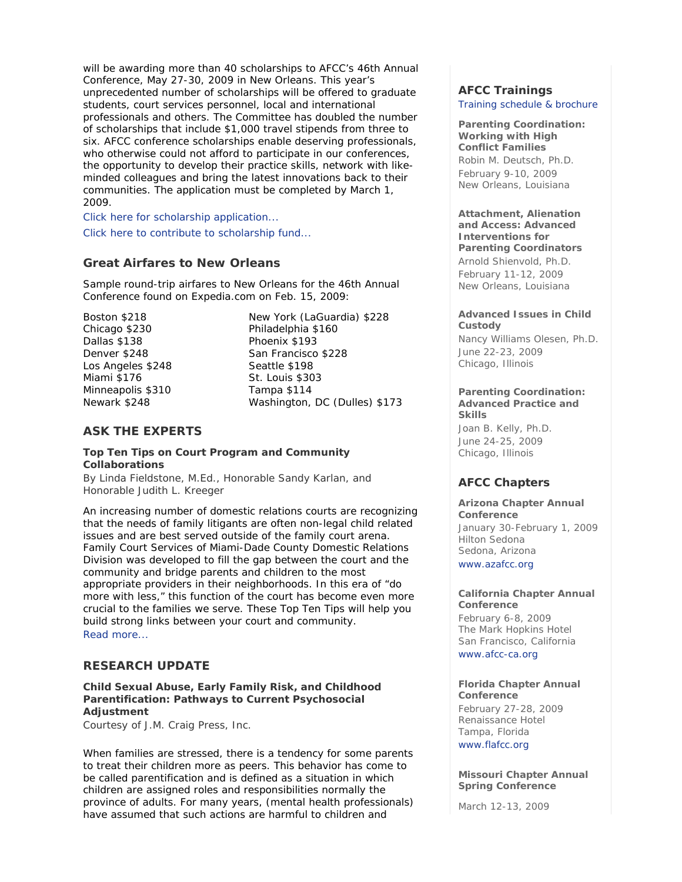will be awarding more than 40 scholarships to AFCC's 46th Annual Conference, May 27-30, 2009 in New Orleans. This year's unprecedented number of scholarships will be offered to graduate students, court services personnel, local and international professionals and others. The Committee has doubled the number of scholarships that include $1,000 travel stipends from three to six. AFCC conference scholarships enable deserving professionals, who otherwise could not afford to participate in our conferences, the opportunity to develop their practice skills, network with like-minded colleagues and bring the latest innovations back to their communities. The application must be completed by March 1, 2009.

Click here for scholarship application...

Click here to contribute to scholarship fund...

## Great Airfares to New Orleans

Sample round-trip airfares to New Orleans for the 46th Annual Conference found on Expedia.com on Feb. 15, 2009:

Boston $218
Chicago $230
Dallas $138
Denver $248
Los Angeles $248
Miami $176
Minneapolis $310
Newark $248
New York (LaGuardia) $228
Philadelphia $160
Phoenix $193
San Francisco $228
Seattle $198
St. Louis $303
Tampa $114
Washington, DC (Dulles) $173

## ASK THE EXPERTS

**Top Ten Tips on Court Program and Community Collaborations**
By Linda Fieldstone, M.Ed., Honorable Sandy Karlan, and Honorable Judith L. Kreeger

An increasing number of domestic relations courts are recognizing that the needs of family litigants are often non-legal child related issues and are best served outside of the family court arena. Family Court Services of Miami-Dade County Domestic Relations Division was developed to fill the gap between the court and the community and bridge parents and children to the most appropriate providers in their neighborhoods. In this era of "do more with less," this function of the court has become even more crucial to the families we serve. These Top Ten Tips will help you build strong links between your court and community.
Read more...

## RESEARCH UPDATE

**Child Sexual Abuse, Early Family Risk, and Childhood Parentification: Pathways to Current Psychosocial Adjustment**
Courtesy of J.M. Craig Press, Inc.

When families are stressed, there is a tendency for some parents to treat their children more as peers. This behavior has come to be called parentification and is defined as a situation in which children are assigned roles and responsibilities normally the province of adults. For many years, (mental health professionals) have assumed that such actions are harmful to children and

## AFCC Trainings

Training schedule & brochure

**Parenting Coordination: Working with High Conflict Families**
Robin M. Deutsch, Ph.D.
February 9-10, 2009
New Orleans, Louisiana

**Attachment, Alienation and Access: Advanced Interventions for Parenting Coordinators**
Arnold Shienvold, Ph.D.
February 11-12, 2009
New Orleans, Louisiana

**Advanced Issues in Child Custody**
Nancy Williams Olesen, Ph.D.
June 22-23, 2009
Chicago, Illinois

**Parenting Coordination: Advanced Practice and Skills**
Joan B. Kelly, Ph.D.
June 24-25, 2009
Chicago, Illinois

## AFCC Chapters

**Arizona Chapter Annual Conference**
January 30-February 1, 2009
Hilton Sedona
Sedona, Arizona
www.azafcc.org

**California Chapter Annual Conference**
February 6-8, 2009
The Mark Hopkins Hotel
San Francisco, California
www.afcc-ca.org

**Florida Chapter Annual Conference**
February 27-28, 2009
Renaissance Hotel
Tampa, Florida
www.flafcc.org

**Missouri Chapter Annual Spring Conference**

March 12-13, 2009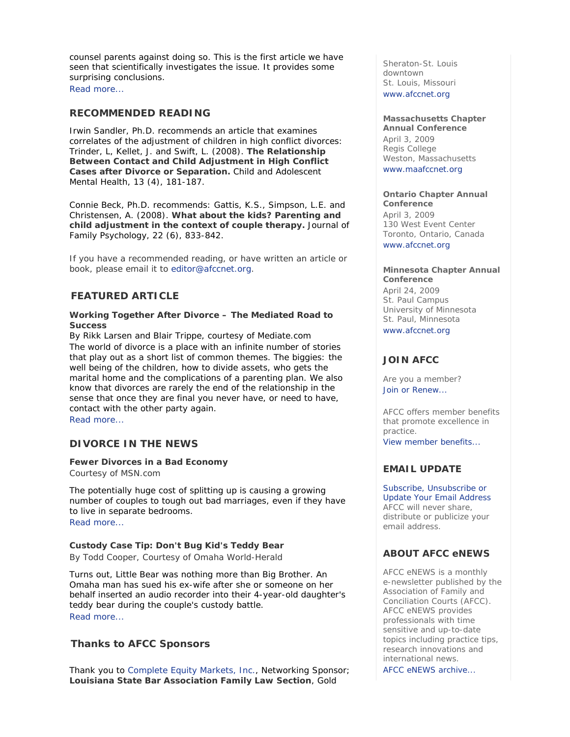counsel parents against doing so. This is the first article we have seen that scientifically investigates the issue. It provides some surprising conclusions.
Read more...

## RECOMMENDED READING

Irwin Sandler, Ph.D. recommends an article that examines correlates of the adjustment of children in high conflict divorces: Trinder, L, Kellet, J. and Swift, L. (2008). **The Relationship Between Contact and Child Adjustment in High Conflict Cases after Divorce or Separation.** Child and Adolescent Mental Health, 13 (4), 181-187.

Connie Beck, Ph.D. recommends: Gattis, K.S., Simpson, L.E. and Christensen, A. (2008). **What about the kids? Parenting and child adjustment in the context of couple therapy.** Journal of Family Psychology, 22 (6), 833-842.

If you have a recommended reading, or have written an article or book, please email it to editor@afccnet.org.

## FEATURED ARTICLE

**Working Together After Divorce – The Mediated Road to Success**

By Rikk Larsen and Blair Trippe, courtesy of Mediate.com

The world of divorce is a place with an infinite number of stories that play out as a short list of common themes. The biggies: the well being of the children, how to divide assets, who gets the marital home and the complications of a parenting plan. We also know that divorces are rarely the end of the relationship in the sense that once they are final you never have, or need to have, contact with the other party again.
Read more...

## DIVORCE IN THE NEWS

**Fewer Divorces in a Bad Economy**

Courtesy of MSN.com

The potentially huge cost of splitting up is causing a growing number of couples to tough out bad marriages, even if they have to live in separate bedrooms.
Read more...

**Custody Case Tip: Don't Bug Kid's Teddy Bear**

By Todd Cooper, Courtesy of Omaha World-Herald

Turns out, Little Bear was nothing more than Big Brother. An Omaha man has sued his ex-wife after she or someone on her behalf inserted an audio recorder into their 4-year-old daughter's teddy bear during the couple's custody battle.
Read more...

## Thanks to AFCC Sponsors

Thank you to Complete Equity Markets, Inc., Networking Sponsor; **Louisiana State Bar Association Family Law Section**, Gold

Sheraton-St. Louis downtown
St. Louis, Missouri
www.afccnet.org

**Massachusetts Chapter Annual Conference**
April 3, 2009
Regis College
Weston, Massachusetts
www.maafccnet.org

**Ontario Chapter Annual Conference**
April 3, 2009
130 West Event Center
Toronto, Ontario, Canada
www.afccnet.org

**Minnesota Chapter Annual Conference**
April 24, 2009
St. Paul Campus
University of Minnesota
St. Paul, Minnesota
www.afccnet.org

## JOIN AFCC

Are you a member?
Join or Renew...

AFCC offers member benefits that promote excellence in practice.
View member benefits...

## EMAIL UPDATE

Subscribe, Unsubscribe or Update Your Email Address
AFCC will never share, distribute or publicize your email address.

## ABOUT AFCC eNEWS

AFCC eNEWS is a monthly e-newsletter published by the Association of Family and Conciliation Courts (AFCC). AFCC eNEWS provides professionals with time sensitive and up-to-date topics including practice tips, research innovations and international news.
AFCC eNEWS archive...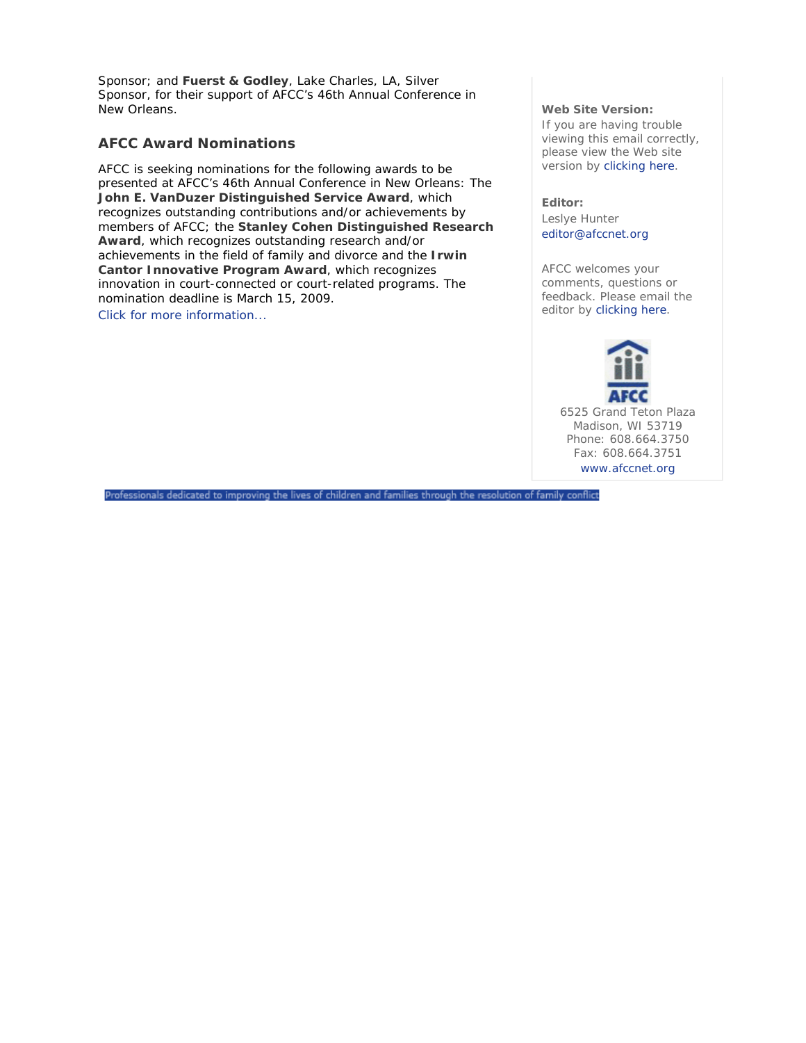Sponsor; and **Fuerst & Godley**, Lake Charles, LA, Silver Sponsor, for their support of AFCC's 46th Annual Conference in New Orleans.

### AFCC Award Nominations

AFCC is seeking nominations for the following awards to be presented at AFCC's 46th Annual Conference in New Orleans: The **John E. VanDuzer Distinguished Service Award**, which recognizes outstanding contributions and/or achievements by members of AFCC; the **Stanley Cohen Distinguished Research Award**, which recognizes outstanding research and/or achievements in the field of family and divorce and the **Irwin Cantor Innovative Program Award**, which recognizes innovation in court-connected or court-related programs. The nomination deadline is March 15, 2009.

Click for more information...

**Web Site Version:**
If you are having trouble viewing this email correctly, please view the Web site version by clicking here.

**Editor:**
Leslye Hunter
editor@afccnet.org

AFCC welcomes your comments, questions or feedback. Please email the editor by clicking here.

AFCC
6525 Grand Teton Plaza
Madison, WI 53719
Phone: 608.664.3750
Fax: 608.664.3751
www.afccnet.org

Professionals dedicated to improving the lives of children and families through the resolution of family conflict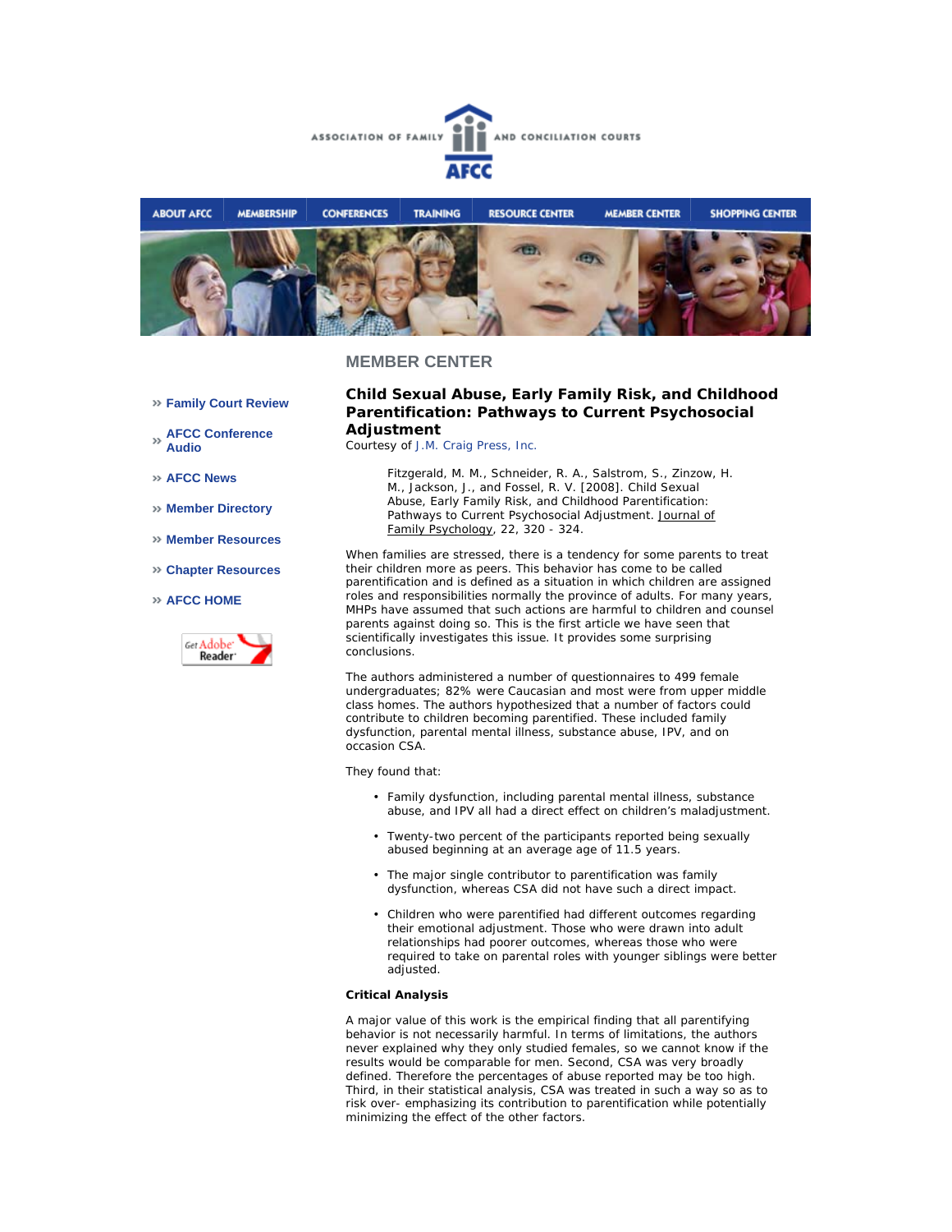# MEMBER CENTER

- Family Court Review
- AFCC Conference Audio
- AFCC News
- Member Directory
- Member Resources
- Chapter Resources
- AFCC HOME

## Child Sexual Abuse, Early Family Risk, and Childhood Parentification: Pathways to Current Psychosocial Adjustment

Courtesy of J.M. Craig Press, Inc.

> Fitzgerald, M. M., Schneider, R. A., Salstrom, S., Zinzow, H. M., Jackson, J., and Fossel, R. V. [2008]. Child Sexual Abuse, Early Family Risk, and Childhood Parentification: Pathways to Current Psychosocial Adjustment. Journal of Family Psychology, 22, 320 - 324.

When families are stressed, there is a tendency for some parents to treat their children more as peers. This behavior has come to be called parentification and is defined as a situation in which children are assigned roles and responsibilities normally the province of adults. For many years, MHPs have assumed that such actions are harmful to children and counsel parents against doing so. This is the first article we have seen that scientifically investigates this issue. It provides some surprising conclusions.

The authors administered a number of questionnaires to 499 female undergraduates; 82% were Caucasian and most were from upper middle class homes. The authors hypothesized that a number of factors could contribute to children becoming parentified. These included family dysfunction, parental mental illness, substance abuse, IPV, and on occasion CSA.

They found that:

- Family dysfunction, including parental mental illness, substance abuse, and IPV all had a direct effect on children's maladjustment.
- Twenty-two percent of the participants reported being sexually abused beginning at an average age of 11.5 years.
- The major single contributor to parentification was family dysfunction, whereas CSA did not have such a direct impact.
- Children who were parentified had different outcomes regarding their emotional adjustment. Those who were drawn into adult relationships had poorer outcomes, whereas those who were required to take on parental roles with younger siblings were better adjusted.

**Critical Analysis**

A major value of this work is the empirical finding that all parentifying behavior is not necessarily harmful. In terms of limitations, the authors never explained why they only studied females, so we cannot know if the results would be comparable for men. Second, CSA was very broadly defined. Therefore the percentages of abuse reported may be too high. Third, in their statistical analysis, CSA was treated in such a way so as to risk over- emphasizing its contribution to parentification while potentially minimizing the effect of the other factors.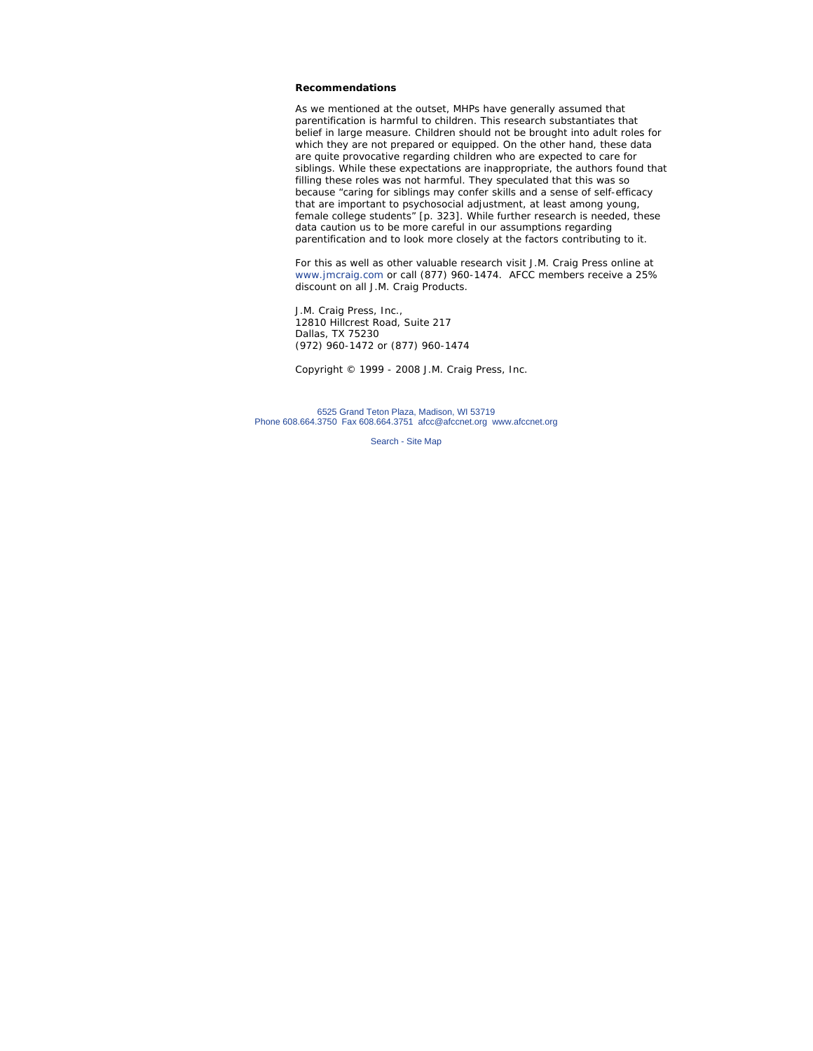**Recommendations**

As we mentioned at the outset, MHPs have generally assumed that parentification is harmful to children. This research substantiates that belief in large measure. Children should not be brought into adult roles for which they are not prepared or equipped. On the other hand, these data are quite provocative regarding children who are expected to care for siblings. While these expectations are inappropriate, the authors found that filling these roles was not harmful. They speculated that this was so because "caring for siblings may confer skills and a sense of self-efficacy that are important to psychosocial adjustment, at least among young, female college students" [p. 323]. While further research is needed, these data caution us to be more careful in our assumptions regarding parentification and to look more closely at the factors contributing to it.

For this as well as other valuable research visit J.M. Craig Press online at www.jmcraig.com or call (877) 960-1474. AFCC members receive a 25% discount on all J.M. Craig Products.

J.M. Craig Press, Inc.,
12810 Hillcrest Road, Suite 217
Dallas, TX 75230
(972) 960-1472 or (877) 960-1474

Copyright © 1999 - 2008 J.M. Craig Press, Inc.

6525 Grand Teton Plaza, Madison, WI 53719
Phone 608.664.3750 Fax 608.664.3751 afcc@afccnet.org www.afccnet.org

Search - Site Map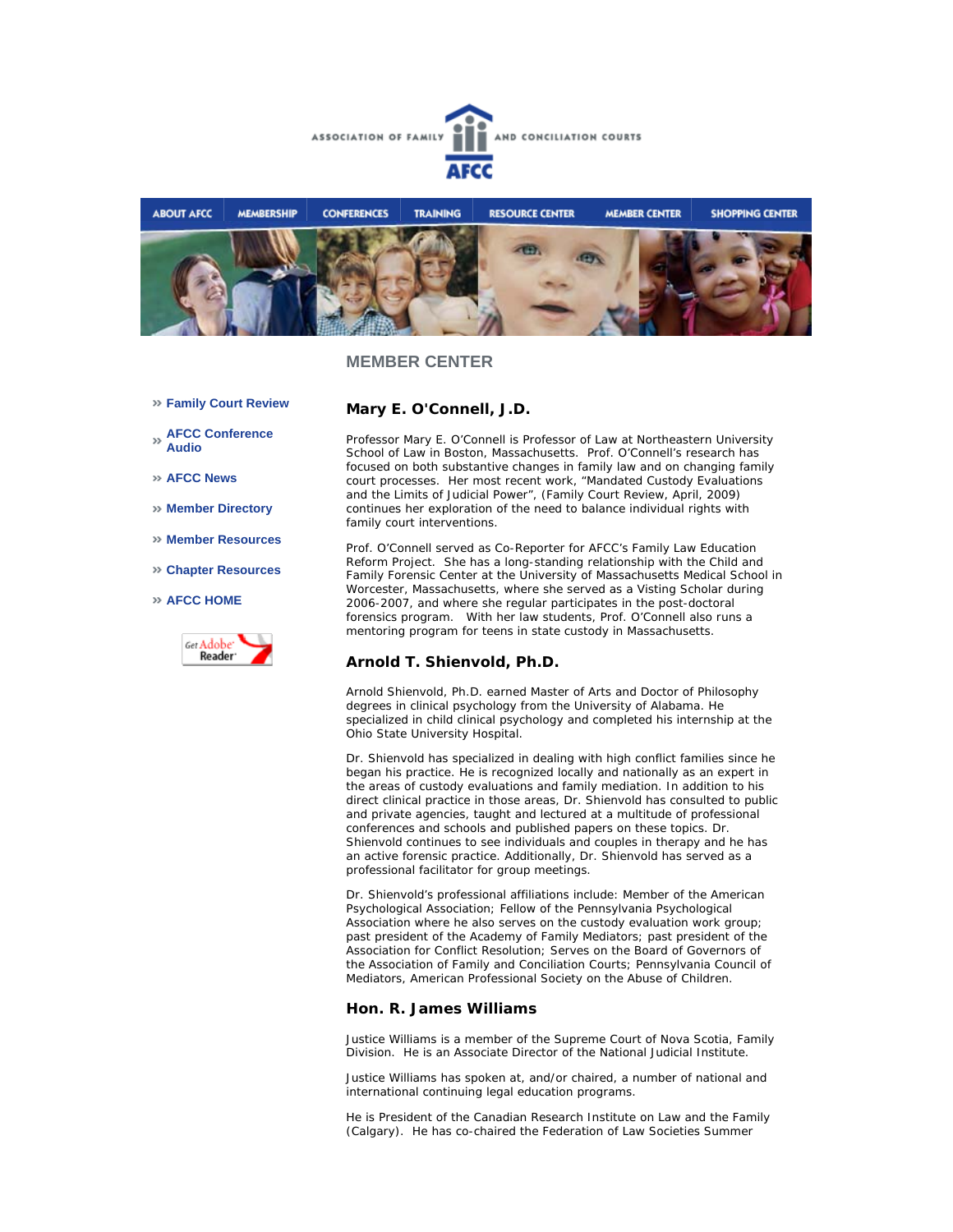ASSOCIATION OF FAMILY AND CONCILIATION COURTS

AFCC

ABOUT AFCC | MEMBERSHIP | CONFERENCES | TRAINING | RESOURCE CENTER | MEMBER CENTER | SHOPPING CENTER

## MEMBER CENTER

- » Family Court Review
- » AFCC Conference Audio
- » AFCC News
- » Member Directory
- » Member Resources
- » Chapter Resources
- » AFCC HOME

Get Adobe Reader

### Mary E. O'Connell, J.D.

Professor Mary E. O'Connell is Professor of Law at Northeastern University School of Law in Boston, Massachusetts. Prof. O'Connell's research has focused on both substantive changes in family law and on changing family court processes. Her most recent work, "Mandated Custody Evaluations and the Limits of Judicial Power", (Family Court Review, April, 2009) continues her exploration of the need to balance individual rights with family court interventions.

Prof. O'Connell served as Co-Reporter for AFCC's Family Law Education Reform Project. She has a long-standing relationship with the Child and Family Forensic Center at the University of Massachusetts Medical School in Worcester, Massachusetts, where she served as a Visting Scholar during 2006-2007, and where she regular participates in the post-doctoral forensics program. With her law students, Prof. O'Connell also runs a mentoring program for teens in state custody in Massachusetts.

### Arnold T. Shienvold, Ph.D.

Arnold Shienvold, Ph.D. earned Master of Arts and Doctor of Philosophy degrees in clinical psychology from the University of Alabama. He specialized in child clinical psychology and completed his internship at the Ohio State University Hospital.

Dr. Shienvold has specialized in dealing with high conflict families since he began his practice. He is recognized locally and nationally as an expert in the areas of custody evaluations and family mediation. In addition to his direct clinical practice in those areas, Dr. Shienvold has consulted to public and private agencies, taught and lectured at a multitude of professional conferences and schools and published papers on these topics. Dr. Shienvold continues to see individuals and couples in therapy and he has an active forensic practice. Additionally, Dr. Shienvold has served as a professional facilitator for group meetings.

Dr. Shienvold's professional affiliations include: Member of the American Psychological Association; Fellow of the Pennsylvania Psychological Association where he also serves on the custody evaluation work group; past president of the Academy of Family Mediators; past president of the Association for Conflict Resolution; Serves on the Board of Governors of the Association of Family and Conciliation Courts; Pennsylvania Council of Mediators, American Professional Society on the Abuse of Children.

### Hon. R. James Williams

Justice Williams is a member of the Supreme Court of Nova Scotia, Family Division. He is an Associate Director of the National Judicial Institute.

Justice Williams has spoken at, and/or chaired, a number of national and international continuing legal education programs.

He is President of the Canadian Research Institute on Law and the Family (Calgary). He has co-chaired the Federation of Law Societies Summer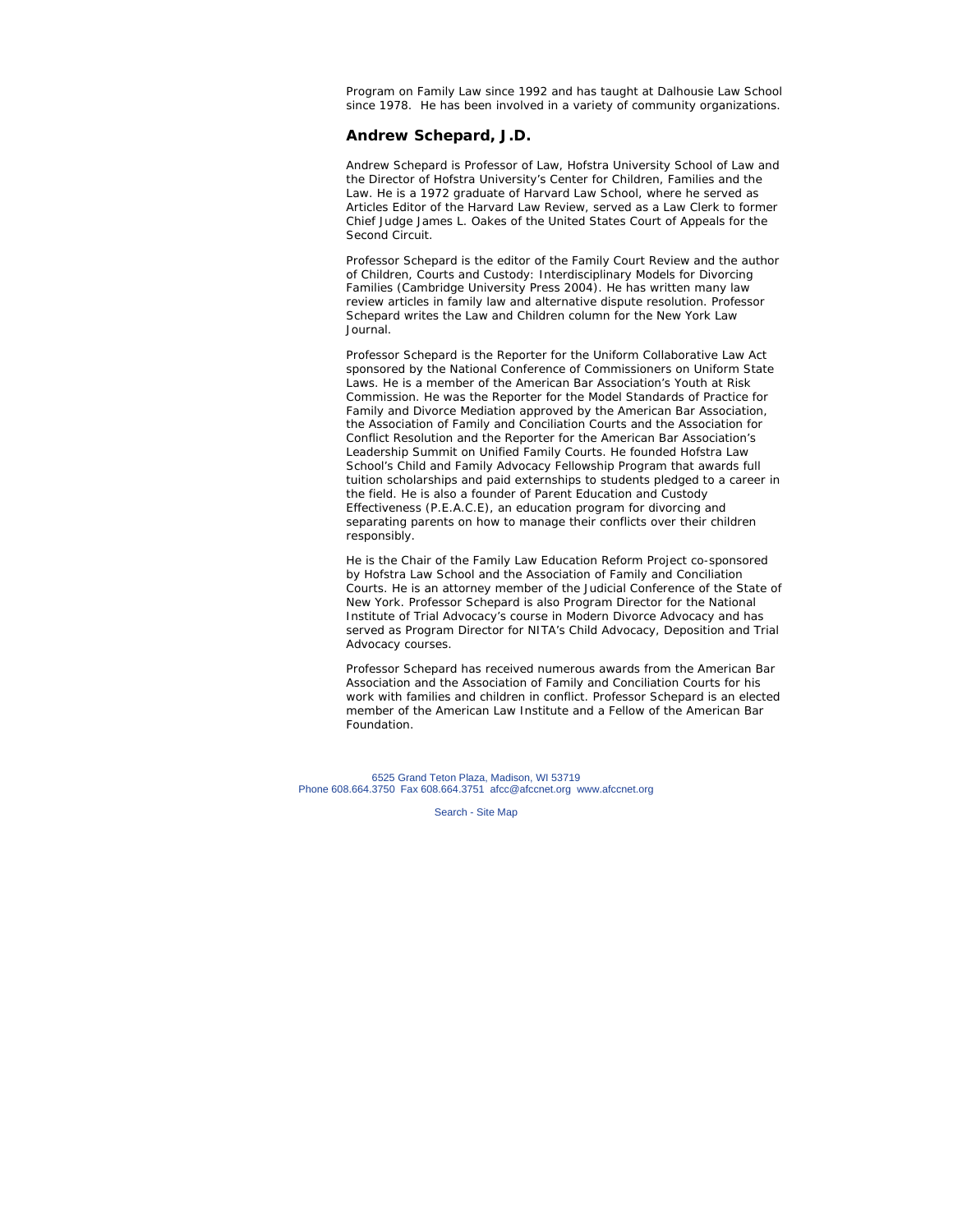Program on Family Law since 1992 and has taught at Dalhousie Law School since 1978. He has been involved in a variety of community organizations.

### Andrew Schepard, J.D.

Andrew Schepard is Professor of Law, Hofstra University School of Law and the Director of Hofstra University's Center for Children, Families and the Law. He is a 1972 graduate of Harvard Law School, where he served as Articles Editor of the Harvard Law Review, served as a Law Clerk to former Chief Judge James L. Oakes of the United States Court of Appeals for the Second Circuit.

Professor Schepard is the editor of the Family Court Review and the author of Children, Courts and Custody: Interdisciplinary Models for Divorcing Families (Cambridge University Press 2004). He has written many law review articles in family law and alternative dispute resolution. Professor Schepard writes the Law and Children column for the New York Law Journal.

Professor Schepard is the Reporter for the Uniform Collaborative Law Act sponsored by the National Conference of Commissioners on Uniform State Laws. He is a member of the American Bar Association's Youth at Risk Commission. He was the Reporter for the Model Standards of Practice for Family and Divorce Mediation approved by the American Bar Association, the Association of Family and Conciliation Courts and the Association for Conflict Resolution and the Reporter for the American Bar Association's Leadership Summit on Unified Family Courts. He founded Hofstra Law School's Child and Family Advocacy Fellowship Program that awards full tuition scholarships and paid externships to students pledged to a career in the field. He is also a founder of Parent Education and Custody Effectiveness (P.E.A.C.E), an education program for divorcing and separating parents on how to manage their conflicts over their children responsibly.

He is the Chair of the Family Law Education Reform Project co-sponsored by Hofstra Law School and the Association of Family and Conciliation Courts. He is an attorney member of the Judicial Conference of the State of New York. Professor Schepard is also Program Director for the National Institute of Trial Advocacy's course in Modern Divorce Advocacy and has served as Program Director for NITA's Child Advocacy, Deposition and Trial Advocacy courses.

Professor Schepard has received numerous awards from the American Bar Association and the Association of Family and Conciliation Courts for his work with families and children in conflict. Professor Schepard is an elected member of the American Law Institute and a Fellow of the American Bar Foundation.

6525 Grand Teton Plaza, Madison, WI 53719
Phone 608.664.3750 Fax 608.664.3751 afcc@afccnet.org www.afccnet.org

Search - Site Map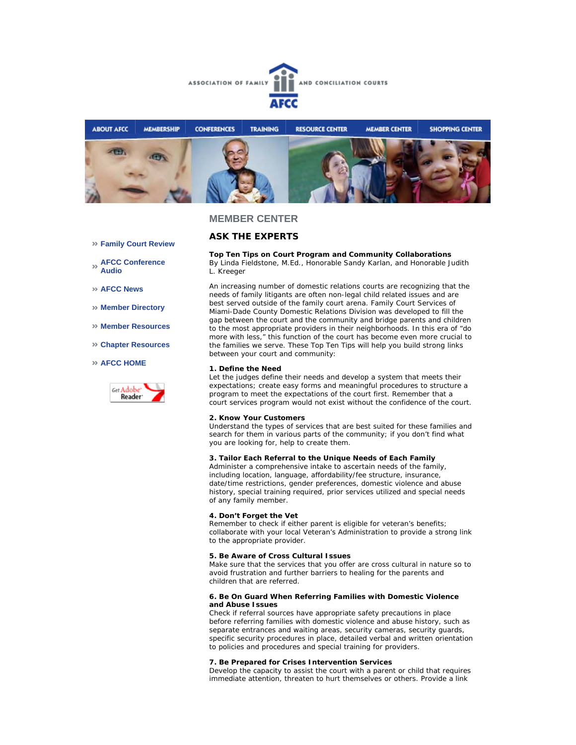ASSOCIATION OF FAMILY AND CONCILIATION COURTS

AFCC

ABOUT AFCC | MEMBERSHIP | CONFERENCES | TRAINING | RESOURCE CENTER | MEMBER CENTER | SHOPPING CENTER

» Family Court Review

» AFCC Conference Audio

» AFCC News

» Member Directory

» Member Resources

» Chapter Resources

» AFCC HOME

Get Adobe Reader

## MEMBER CENTER

## ASK THE EXPERTS

**Top Ten Tips on Court Program and Community Collaborations**
By Linda Fieldstone, M.Ed., Honorable Sandy Karlan, and Honorable Judith L. Kreeger

An increasing number of domestic relations courts are recognizing that the needs of family litigants are often non-legal child related issues and are best served outside of the family court arena. Family Court Services of Miami-Dade County Domestic Relations Division was developed to fill the gap between the court and the community and bridge parents and children to the most appropriate providers in their neighborhoods. In this era of "do more with less," this function of the court has become even more crucial to the families we serve. These Top Ten Tips will help you build strong links between your court and community:

**1. Define the Need**
Let the judges define their needs and develop a system that meets their expectations; create easy forms and meaningful procedures to structure a program to meet the expectations of the court first. Remember that a court services program would not exist without the confidence of the court.

**2. Know Your Customers**
Understand the types of services that are best suited for these families and search for them in various parts of the community; if you don't find what you are looking for, help to create them.

**3. Tailor Each Referral to the Unique Needs of Each Family**
Administer a comprehensive intake to ascertain needs of the family, including location, language, affordability/fee structure, insurance, date/time restrictions, gender preferences, domestic violence and abuse history, special training required, prior services utilized and special needs of any family member.

**4. Don't Forget the Vet**
Remember to check if either parent is eligible for veteran's benefits; collaborate with your local Veteran's Administration to provide a strong link to the appropriate provider.

**5. Be Aware of Cross Cultural Issues**
Make sure that the services that you offer are cross cultural in nature so to avoid frustration and further barriers to healing for the parents and children that are referred.

**6. Be On Guard When Referring Families with Domestic Violence and Abuse Issues**
Check if referral sources have appropriate safety precautions in place before referring families with domestic violence and abuse history, such as separate entrances and waiting areas, security cameras, security guards, specific security procedures in place, detailed verbal and written orientation to policies and procedures and special training for providers.

**7. Be Prepared for Crises Intervention Services**
Develop the capacity to assist the court with a parent or child that requires immediate attention, threaten to hurt themselves or others. Provide a link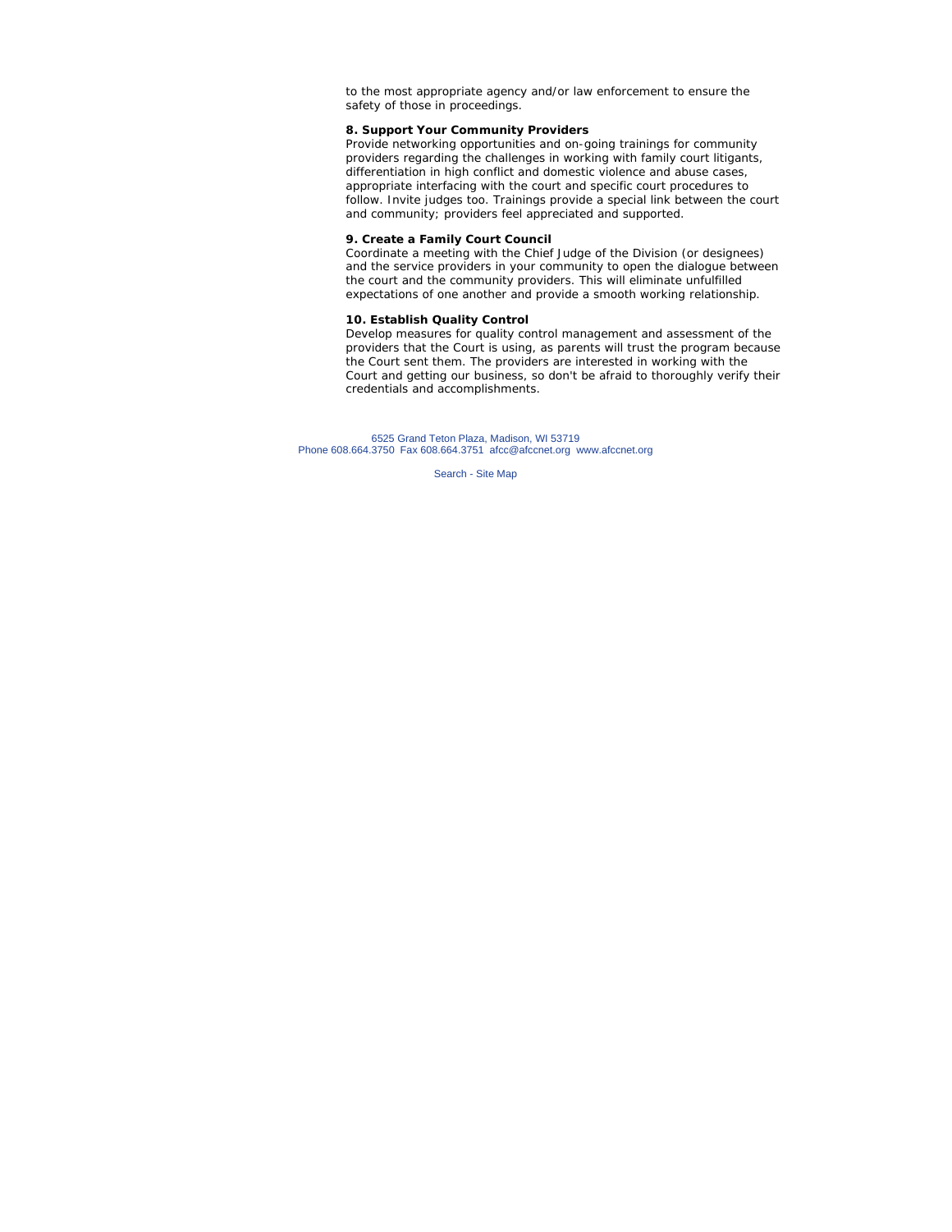to the most appropriate agency and/or law enforcement to ensure the safety of those in proceedings.

**8. Support Your Community Providers**
Provide networking opportunities and on-going trainings for community providers regarding the challenges in working with family court litigants, differentiation in high conflict and domestic violence and abuse cases, appropriate interfacing with the court and specific court procedures to follow. Invite judges too. Trainings provide a special link between the court and community; providers feel appreciated and supported.

**9. Create a Family Court Council**
Coordinate a meeting with the Chief Judge of the Division (or designees) and the service providers in your community to open the dialogue between the court and the community providers. This will eliminate unfulfilled expectations of one another and provide a smooth working relationship.

**10. Establish Quality Control**
Develop measures for quality control management and assessment of the providers that the Court is using, as parents will trust the program because the Court sent them. The providers are interested in working with the Court and getting our business, so don't be afraid to thoroughly verify their credentials and accomplishments.

6525 Grand Teton Plaza, Madison, WI 53719
Phone 608.664.3750 Fax 608.664.3751 afcc@afccnet.org www.afccnet.org

Search - Site Map